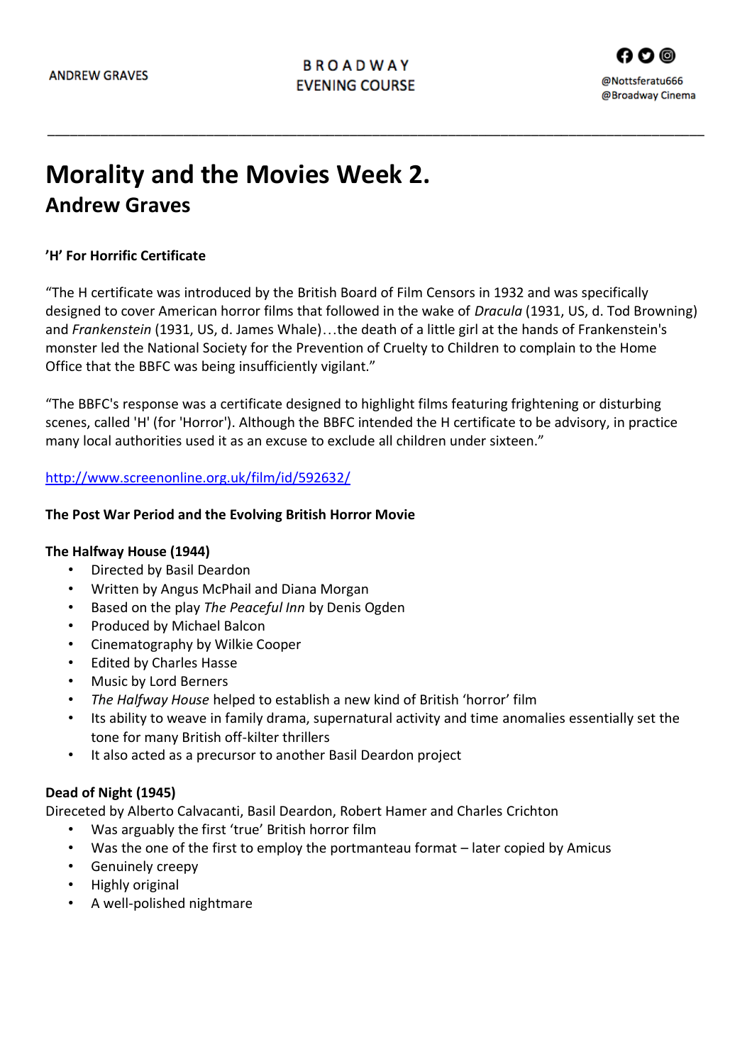# Morality and the Movies Week 2.
## Andrew Graves

**'H' For Horrific Certificate**

"The H certificate was introduced by the British Board of Film Censors in 1932 and was specifically designed to cover American horror films that followed in the wake of *Dracula* (1931, US, d. Tod Browning) and *Frankenstein* (1931, US, d. James Whale)…the death of a little girl at the hands of Frankenstein's monster led the National Society for the Prevention of Cruelty to Children to complain to the Home Office that the BBFC was being insufficiently vigilant."

"The BBFC's response was a certificate designed to highlight films featuring frightening or disturbing scenes, called 'H' (for 'Horror'). Although the BBFC intended the H certificate to be advisory, in practice many local authorities used it as an excuse to exclude all children under sixteen."

http://www.screenonline.org.uk/film/id/592632/

**The Post War Period and the Evolving British Horror Movie**

**The Halfway House (1944)**

- Directed by Basil Deardon
- Written by Angus McPhail and Diana Morgan
- Based on the play *The Peaceful Inn* by Denis Ogden
- Produced by Michael Balcon
- Cinematography by Wilkie Cooper
- Edited by Charles Hasse
- Music by Lord Berners
- *The Halfway House* helped to establish a new kind of British 'horror' film
- Its ability to weave in family drama, supernatural activity and time anomalies essentially set the tone for many British off-kilter thrillers
- It also acted as a precursor to another Basil Deardon project

**Dead of Night (1945)**

Direceted by Alberto Calvacanti, Basil Deardon, Robert Hamer and Charles Crichton

- Was arguably the first 'true' British horror film
- Was the one of the first to employ the portmanteau format – later copied by Amicus
- Genuinely creepy
- Highly original
- A well-polished nightmare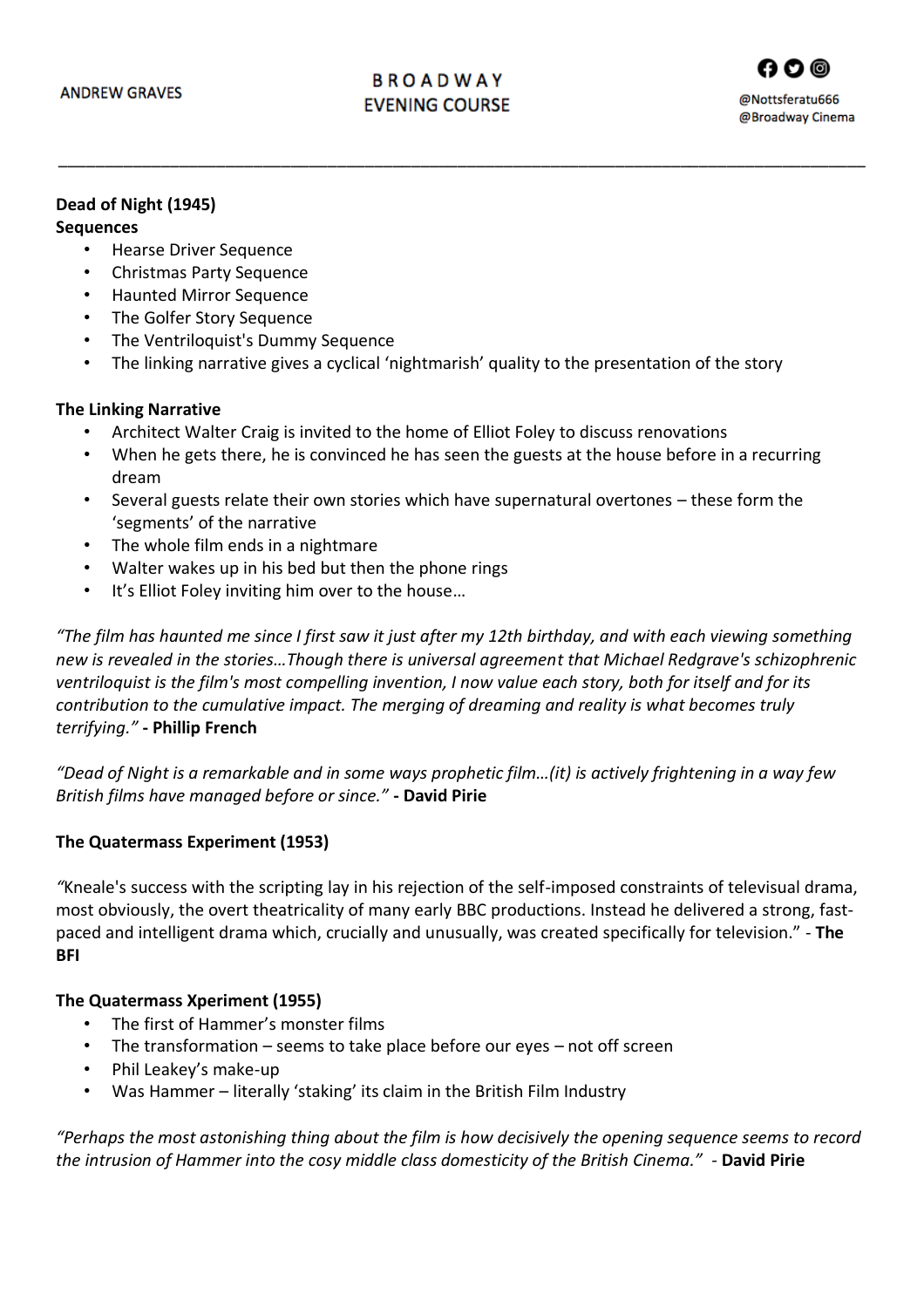**Dead of Night (1945)**

**Sequences**

- Hearse Driver Sequence
- Christmas Party Sequence
- Haunted Mirror Sequence
- The Golfer Story Sequence
- The Ventriloquist's Dummy Sequence
- The linking narrative gives a cyclical 'nightmarish' quality to the presentation of the story

**The Linking Narrative**

- Architect Walter Craig is invited to the home of Elliot Foley to discuss renovations
- When he gets there, he is convinced he has seen the guests at the house before in a recurring dream
- Several guests relate their own stories which have supernatural overtones – these form the 'segments' of the narrative
- The whole film ends in a nightmare
- Walter wakes up in his bed but then the phone rings
- It's Elliot Foley inviting him over to the house…

*"The film has haunted me since I first saw it just after my 12th birthday, and with each viewing something new is revealed in the stories…Though there is universal agreement that Michael Redgrave's schizophrenic ventriloquist is the film's most compelling invention, I now value each story, both for itself and for its contribution to the cumulative impact. The merging of dreaming and reality is what becomes truly terrifying."* **- Phillip French**

*"Dead of Night is a remarkable and in some ways prophetic film…(it) is actively frightening in a way few British films have managed before or since."* **- David Pirie**

**The Quatermass Experiment (1953)**

*"*Kneale's success with the scripting lay in his rejection of the self-imposed constraints of televisual drama, most obviously, the overt theatricality of many early BBC productions. Instead he delivered a strong, fast-paced and intelligent drama which, crucially and unusually, was created specifically for television." - **The BFI**

**The Quatermass Xperiment (1955)**

- The first of Hammer's monster films
- The transformation – seems to take place before our eyes – not off screen
- Phil Leakey's make-up
- Was Hammer – literally 'staking' its claim in the British Film Industry

*"Perhaps the most astonishing thing about the film is how decisively the opening sequence seems to record the intrusion of Hammer into the cosy middle class domesticity of the British Cinema."* - **David Pirie**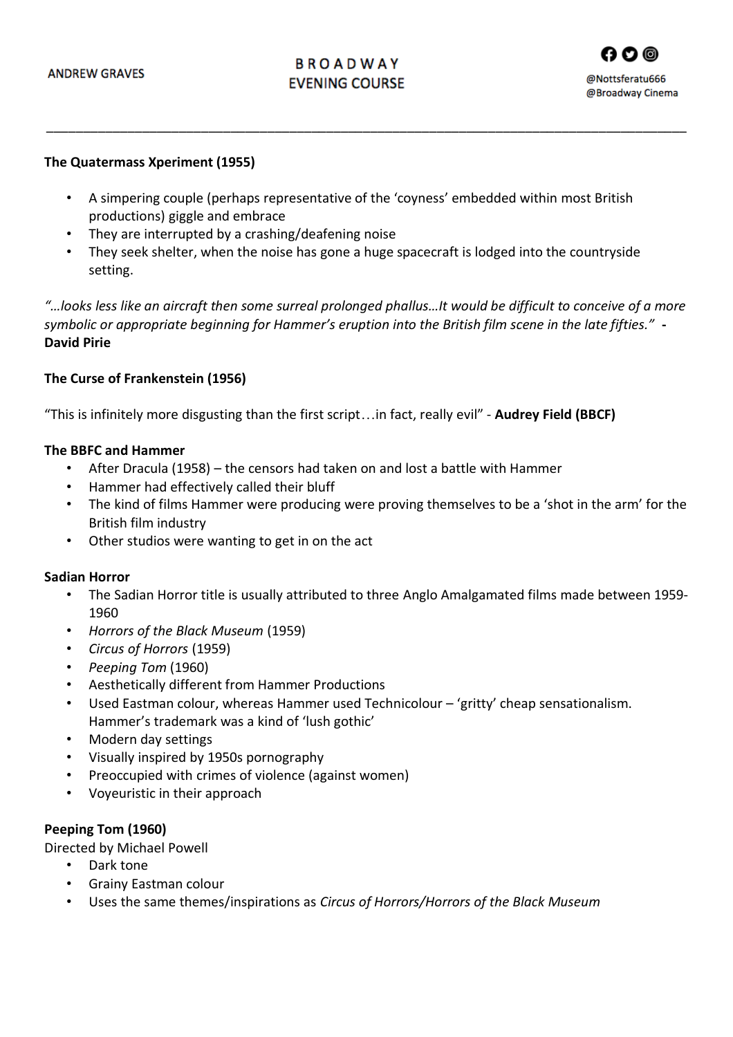**The Quatermass Xperiment (1955)**

- A simpering couple (perhaps representative of the 'coyness' embedded within most British productions) giggle and embrace
- They are interrupted by a crashing/deafening noise
- They seek shelter, when the noise has gone a huge spacecraft is lodged into the countryside setting.

*"…looks less like an aircraft then some surreal prolonged phallus…It would be difficult to conceive of a more symbolic or appropriate beginning for Hammer's eruption into the British film scene in the late fifties."* **- David Pirie**

**The Curse of Frankenstein (1956)**

"This is infinitely more disgusting than the first script…in fact, really evil" - **Audrey Field (BBCF)**

**The BBFC and Hammer**

- After Dracula (1958) – the censors had taken on and lost a battle with Hammer
- Hammer had effectively called their bluff
- The kind of films Hammer were producing were proving themselves to be a 'shot in the arm' for the British film industry
- Other studios were wanting to get in on the act

**Sadian Horror**

- The Sadian Horror title is usually attributed to three Anglo Amalgamated films made between 1959-1960
- *Horrors of the Black Museum* (1959)
- *Circus of Horrors* (1959)
- *Peeping Tom* (1960)
- Aesthetically different from Hammer Productions
- Used Eastman colour, whereas Hammer used Technicolour – 'gritty' cheap sensationalism. Hammer's trademark was a kind of 'lush gothic'
- Modern day settings
- Visually inspired by 1950s pornography
- Preoccupied with crimes of violence (against women)
- Voyeuristic in their approach

**Peeping Tom (1960)**

Directed by Michael Powell

- Dark tone
- Grainy Eastman colour
- Uses the same themes/inspirations as *Circus of Horrors/Horrors of the Black Museum*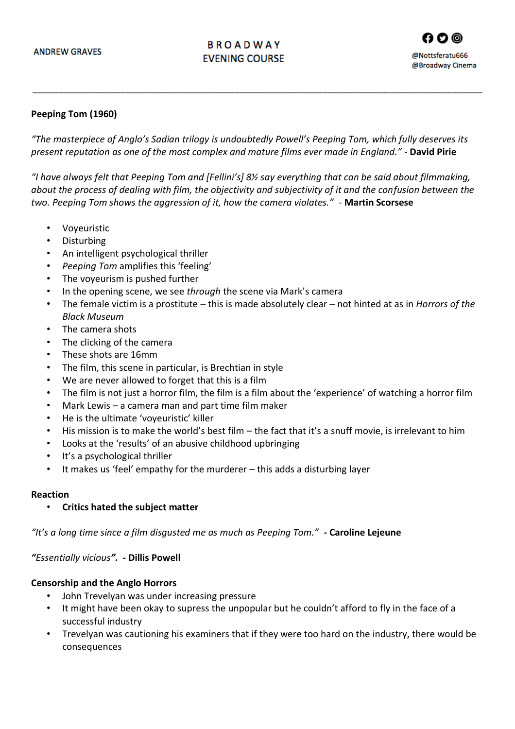**Peeping Tom (1960)**

*"The masterpiece of Anglo's Sadian trilogy is undoubtedly Powell's Peeping Tom, which fully deserves its present reputation as one of the most complex and mature films ever made in England."* - **David Pirie**

*"I have always felt that Peeping Tom and [Fellini's] 8½ say everything that can be said about filmmaking, about the process of dealing with film, the objectivity and subjectivity of it and the confusion between the two. Peeping Tom shows the aggression of it, how the camera violates."* - **Martin Scorsese**

- Voyeuristic
- Disturbing
- An intelligent psychological thriller
- *Peeping Tom* amplifies this 'feeling'
- The voyeurism is pushed further
- In the opening scene, we see *through* the scene via Mark's camera
- The female victim is a prostitute – this is made absolutely clear – not hinted at as in *Horrors of the Black Museum*
- The camera shots
- The clicking of the camera
- These shots are 16mm
- The film, this scene in particular, is Brechtian in style
- We are never allowed to forget that this is a film
- The film is not just a horror film, the film is a film about the 'experience' of watching a horror film
- Mark Lewis – a camera man and part time film maker
- He is the ultimate 'voyeuristic' killer
- His mission is to make the world's best film – the fact that it's a snuff movie, is irrelevant to him
- Looks at the 'results' of an abusive childhood upbringing
- It's a psychological thriller
- It makes us 'feel' empathy for the murderer – this adds a disturbing layer

**Reaction**

- **Critics hated the subject matter**

*"It's a long time since a film disgusted me as much as Peeping Tom."* **- Caroline Lejeune**

*"Essentially vicious".* **- Dillis Powell**

**Censorship and the Anglo Horrors**

- John Trevelyan was under increasing pressure
- It might have been okay to supress the unpopular but he couldn't afford to fly in the face of a successful industry
- Trevelyan was cautioning his examiners that if they were too hard on the industry, there would be consequences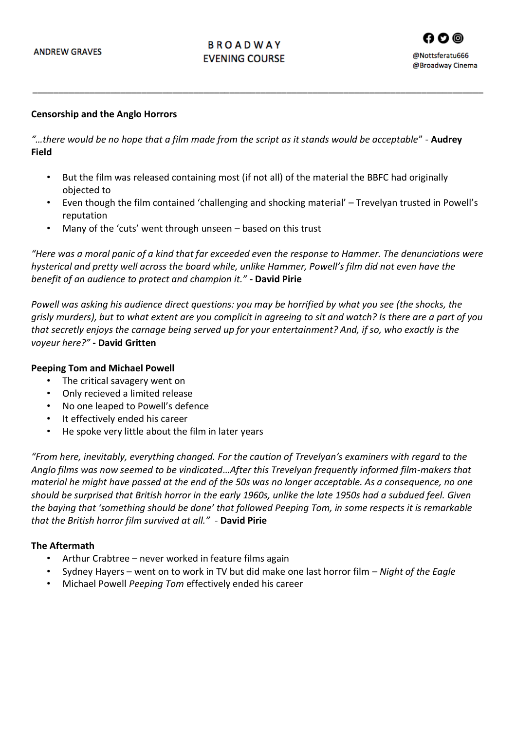**Censorship and the Anglo Horrors**

*"…there would be no hope that a film made from the script as it stands would be acceptable*" - **Audrey Field**

- But the film was released containing most (if not all) of the material the BBFC had originally objected to
- Even though the film contained 'challenging and shocking material' – Trevelyan trusted in Powell's reputation
- Many of the 'cuts' went through unseen – based on this trust

*"Here was a moral panic of a kind that far exceeded even the response to Hammer. The denunciations were hysterical and pretty well across the board while, unlike Hammer, Powell's film did not even have the benefit of an audience to protect and champion it."* **- David Pirie**

*Powell was asking his audience direct questions: you may be horrified by what you see (the shocks, the grisly murders), but to what extent are you complicit in agreeing to sit and watch? Is there are a part of you that secretly enjoys the carnage being served up for your entertainment? And, if so, who exactly is the voyeur here?"* **- David Gritten**

**Peeping Tom and Michael Powell**

- The critical savagery went on
- Only recieved a limited release
- No one leaped to Powell's defence
- It effectively ended his career
- He spoke very little about the film in later years

*"From here, inevitably, everything changed. For the caution of Trevelyan's examiners with regard to the Anglo films was now seemed to be vindicated…After this Trevelyan frequently informed film-makers that material he might have passed at the end of the 50s was no longer acceptable. As a consequence, no one should be surprised that British horror in the early 1960s, unlike the late 1950s had a subdued feel. Given the baying that 'something should be done' that followed Peeping Tom, in some respects it is remarkable that the British horror film survived at all."* - **David Pirie**

**The Aftermath**

- Arthur Crabtree – never worked in feature films again
- Sydney Hayers – went on to work in TV but did make one last horror film – *Night of the Eagle*
- Michael Powell *Peeping Tom* effectively ended his career